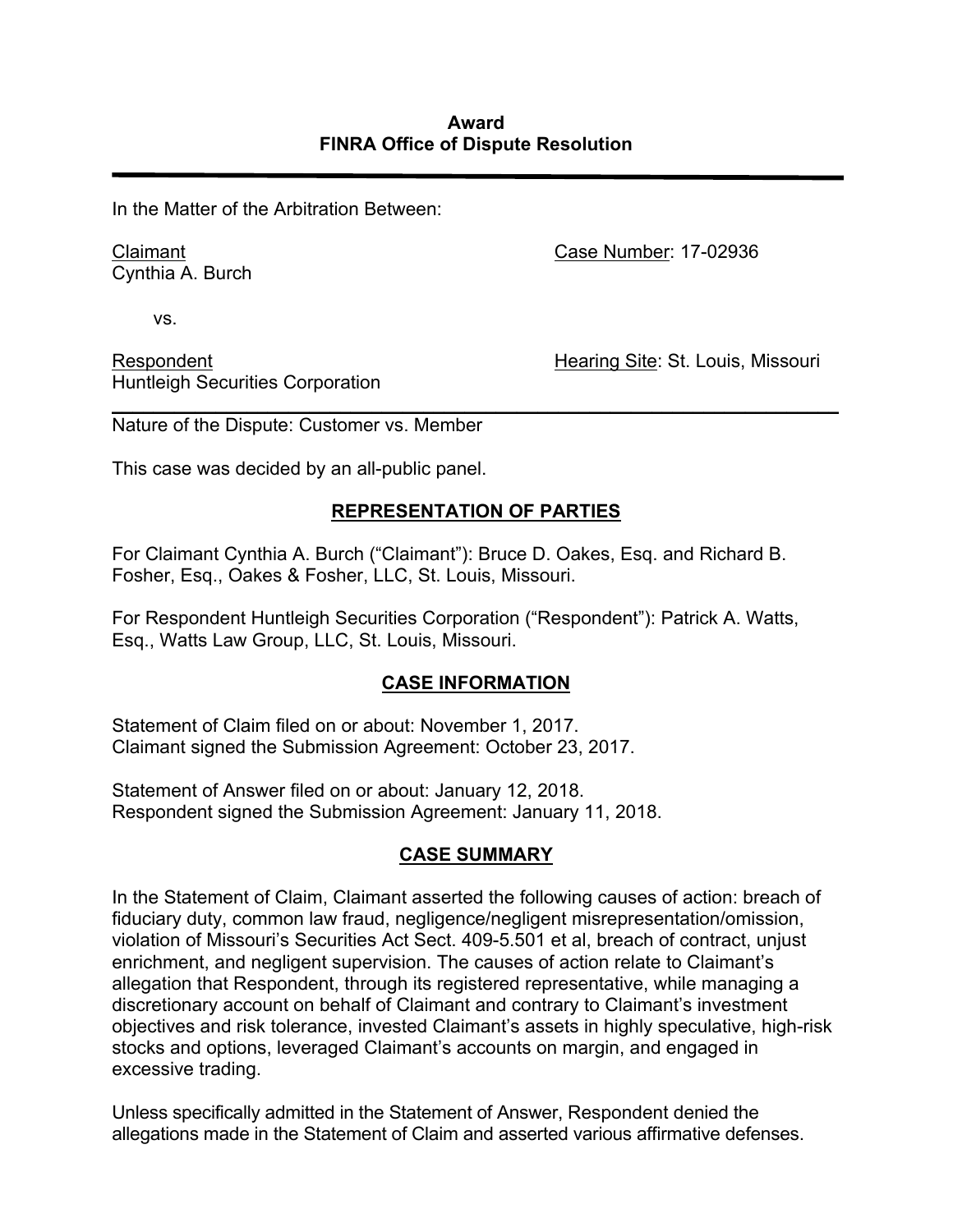**Award**
**FINRA Office of Dispute Resolution**

---

In the Matter of the Arbitration Between:

Claimant
Cynthia A. Burch

Case Number: 17-02936

vs.

Respondent
Huntleigh Securities Corporation

Hearing Site: St. Louis, Missouri

---

Nature of the Dispute: Customer vs. Member

This case was decided by an all-public panel.

## REPRESENTATION OF PARTIES

For Claimant Cynthia A. Burch ("Claimant"): Bruce D. Oakes, Esq. and Richard B. Fosher, Esq., Oakes & Fosher, LLC, St. Louis, Missouri.

For Respondent Huntleigh Securities Corporation ("Respondent"): Patrick A. Watts, Esq., Watts Law Group, LLC, St. Louis, Missouri.

## CASE INFORMATION

Statement of Claim filed on or about: November 1, 2017.
Claimant signed the Submission Agreement: October 23, 2017.

Statement of Answer filed on or about: January 12, 2018.
Respondent signed the Submission Agreement: January 11, 2018.

## CASE SUMMARY

In the Statement of Claim, Claimant asserted the following causes of action: breach of fiduciary duty, common law fraud, negligence/negligent misrepresentation/omission, violation of Missouri's Securities Act Sect. 409-5.501 et al, breach of contract, unjust enrichment, and negligent supervision. The causes of action relate to Claimant's allegation that Respondent, through its registered representative, while managing a discretionary account on behalf of Claimant and contrary to Claimant's investment objectives and risk tolerance, invested Claimant's assets in highly speculative, high-risk stocks and options, leveraged Claimant's accounts on margin, and engaged in excessive trading.

Unless specifically admitted in the Statement of Answer, Respondent denied the allegations made in the Statement of Claim and asserted various affirmative defenses.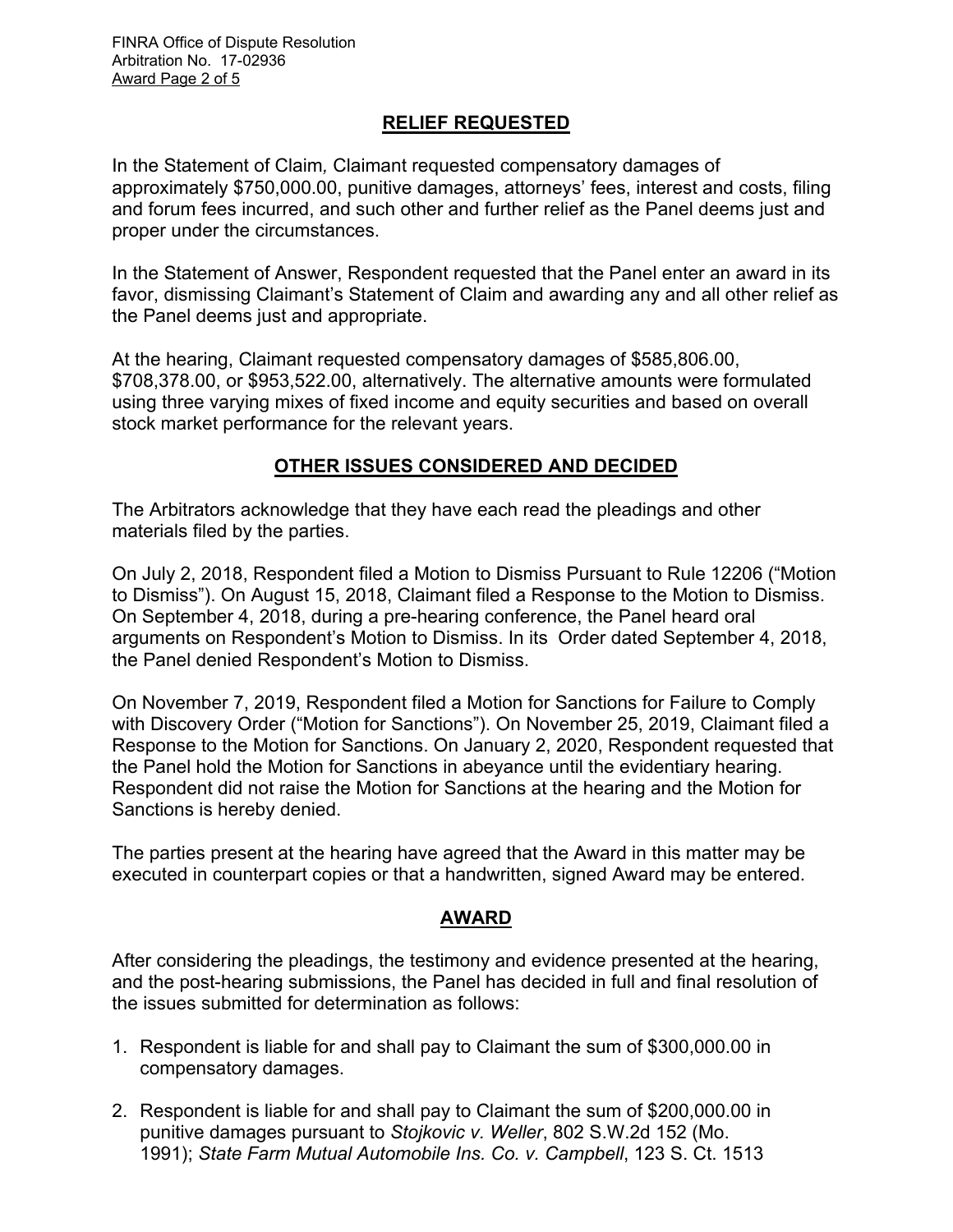## RELIEF REQUESTED

In the Statement of Claim, Claimant requested compensatory damages of approximately $750,000.00, punitive damages, attorneys' fees, interest and costs, filing and forum fees incurred, and such other and further relief as the Panel deems just and proper under the circumstances.

In the Statement of Answer, Respondent requested that the Panel enter an award in its favor, dismissing Claimant's Statement of Claim and awarding any and all other relief as the Panel deems just and appropriate.

At the hearing, Claimant requested compensatory damages of $585,806.00, $708,378.00, or $953,522.00, alternatively. The alternative amounts were formulated using three varying mixes of fixed income and equity securities and based on overall stock market performance for the relevant years.

## OTHER ISSUES CONSIDERED AND DECIDED

The Arbitrators acknowledge that they have each read the pleadings and other materials filed by the parties.

On July 2, 2018, Respondent filed a Motion to Dismiss Pursuant to Rule 12206 ("Motion to Dismiss"). On August 15, 2018, Claimant filed a Response to the Motion to Dismiss. On September 4, 2018, during a pre-hearing conference, the Panel heard oral arguments on Respondent's Motion to Dismiss. In its Order dated September 4, 2018, the Panel denied Respondent's Motion to Dismiss.

On November 7, 2019, Respondent filed a Motion for Sanctions for Failure to Comply with Discovery Order ("Motion for Sanctions"). On November 25, 2019, Claimant filed a Response to the Motion for Sanctions. On January 2, 2020, Respondent requested that the Panel hold the Motion for Sanctions in abeyance until the evidentiary hearing. Respondent did not raise the Motion for Sanctions at the hearing and the Motion for Sanctions is hereby denied.

The parties present at the hearing have agreed that the Award in this matter may be executed in counterpart copies or that a handwritten, signed Award may be entered.

## AWARD

After considering the pleadings, the testimony and evidence presented at the hearing, and the post-hearing submissions, the Panel has decided in full and final resolution of the issues submitted for determination as follows:

1. Respondent is liable for and shall pay to Claimant the sum of $300,000.00 in compensatory damages.

2. Respondent is liable for and shall pay to Claimant the sum of $200,000.00 in punitive damages pursuant to *Stojkovic v. Weller*, 802 S.W.2d 152 (Mo. 1991); *State Farm Mutual Automobile Ins. Co. v. Campbell*, 123 S. Ct. 1513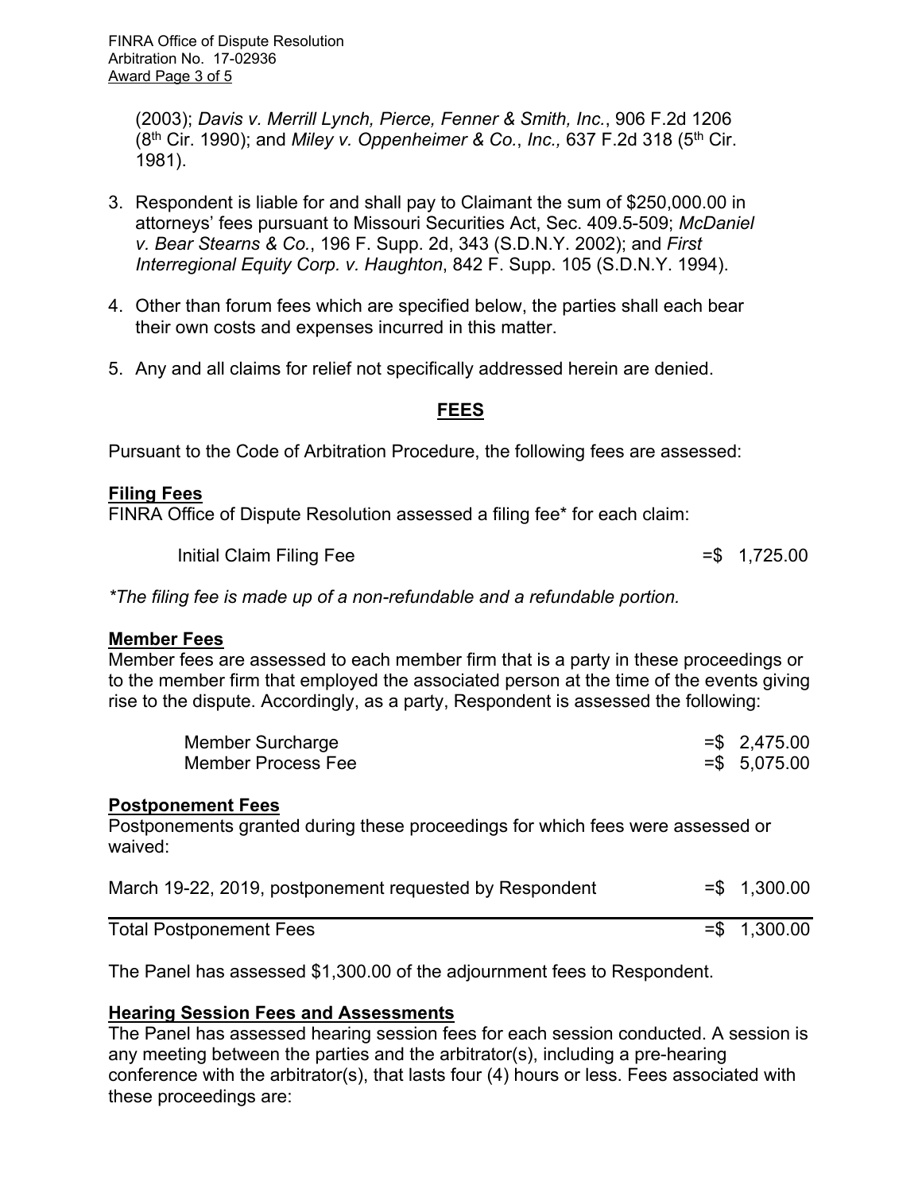(2003); *Davis v. Merrill Lynch, Pierce, Fenner & Smith, Inc.*, 906 F.2d 1206 (8th Cir. 1990); and *Miley v. Oppenheimer & Co., Inc.,* 637 F.2d 318 (5th Cir. 1981).

3. Respondent is liable for and shall pay to Claimant the sum of $250,000.00 in attorneys' fees pursuant to Missouri Securities Act, Sec. 409.5-509; *McDaniel v. Bear Stearns & Co.*, 196 F. Supp. 2d, 343 (S.D.N.Y. 2002); and *First Interregional Equity Corp. v. Haughton*, 842 F. Supp. 105 (S.D.N.Y. 1994).

4. Other than forum fees which are specified below, the parties shall each bear their own costs and expenses incurred in this matter.

5. Any and all claims for relief not specifically addressed herein are denied.

## FEES

Pursuant to the Code of Arbitration Procedure, the following fees are assessed:

**Filing Fees**

FINRA Office of Dispute Resolution assessed a filing fee* for each claim:

| | |
|---|---|
| Initial Claim Filing Fee | =$ 1,725.00 |

*\*The filing fee is made up of a non-refundable and a refundable portion.*

**Member Fees**

Member fees are assessed to each member firm that is a party in these proceedings or to the member firm that employed the associated person at the time of the events giving rise to the dispute. Accordingly, as a party, Respondent is assessed the following:

| | |
|---|---|
| Member Surcharge | =$ 2,475.00 |
| Member Process Fee | =$ 5,075.00 |

**Postponement Fees**

Postponements granted during these proceedings for which fees were assessed or waived:

| | |
|---|---|
| March 19-22, 2019, postponement requested by Respondent | =$ 1,300.00 |
| Total Postponement Fees | =$ 1,300.00 |

The Panel has assessed $1,300.00 of the adjournment fees to Respondent.

**Hearing Session Fees and Assessments**

The Panel has assessed hearing session fees for each session conducted. A session is any meeting between the parties and the arbitrator(s), including a pre-hearing conference with the arbitrator(s), that lasts four (4) hours or less. Fees associated with these proceedings are: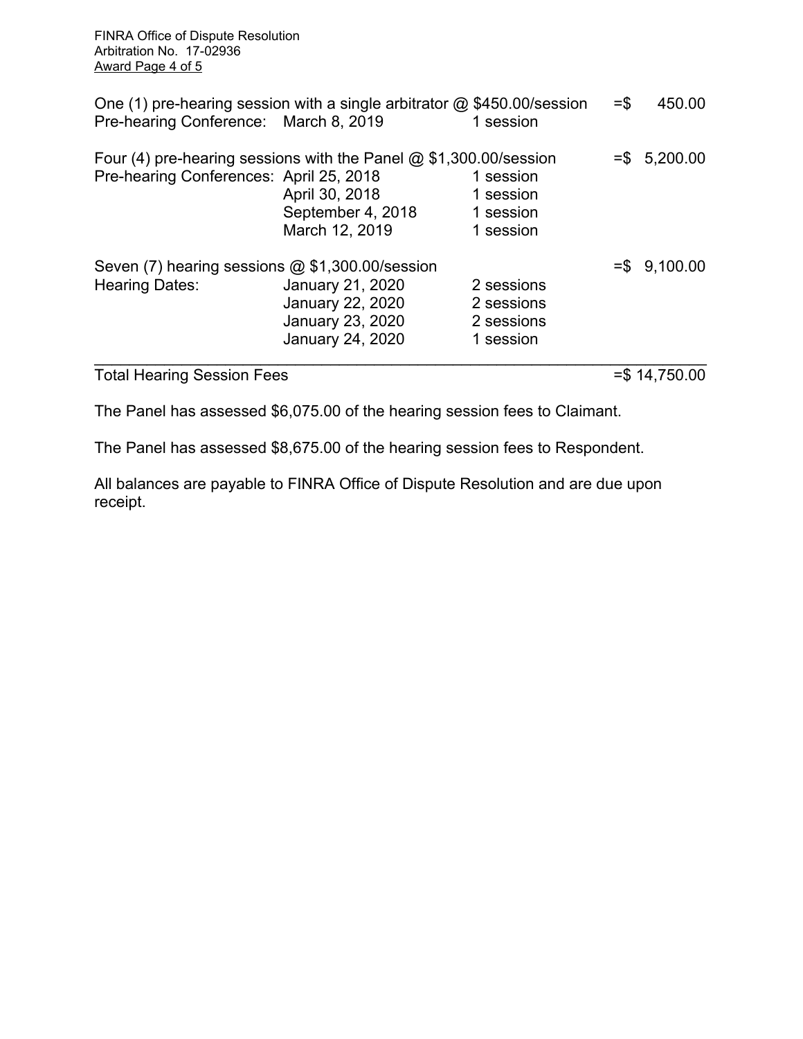| | | | |
|---|---|---|---|
| One (1) pre-hearing session with a single arbitrator @ $450.00/session | | | =$ 450.00 |
| Pre-hearing Conference: | March 8, 2019 | 1 session | |
| | | | |
| Four (4) pre-hearing sessions with the Panel @ $1,300.00/session | | | =$ 5,200.00 |
| Pre-hearing Conferences: | April 25, 2018 | 1 session | |
| | April 30, 2018 | 1 session | |
| | September 4, 2018 | 1 session | |
| | March 12, 2019 | 1 session | |
| | | | |
| Seven (7) hearing sessions @ $1,300.00/session | | | =$ 9,100.00 |
| Hearing Dates: | January 21, 2020 | 2 sessions | |
| | January 22, 2020 | 2 sessions | |
| | January 23, 2020 | 2 sessions | |
| | January 24, 2020 | 1 session | |
| **Total Hearing Session Fees** | | | =$ 14,750.00 |

The Panel has assessed $6,075.00 of the hearing session fees to Claimant.

The Panel has assessed $8,675.00 of the hearing session fees to Respondent.

All balances are payable to FINRA Office of Dispute Resolution and are due upon receipt.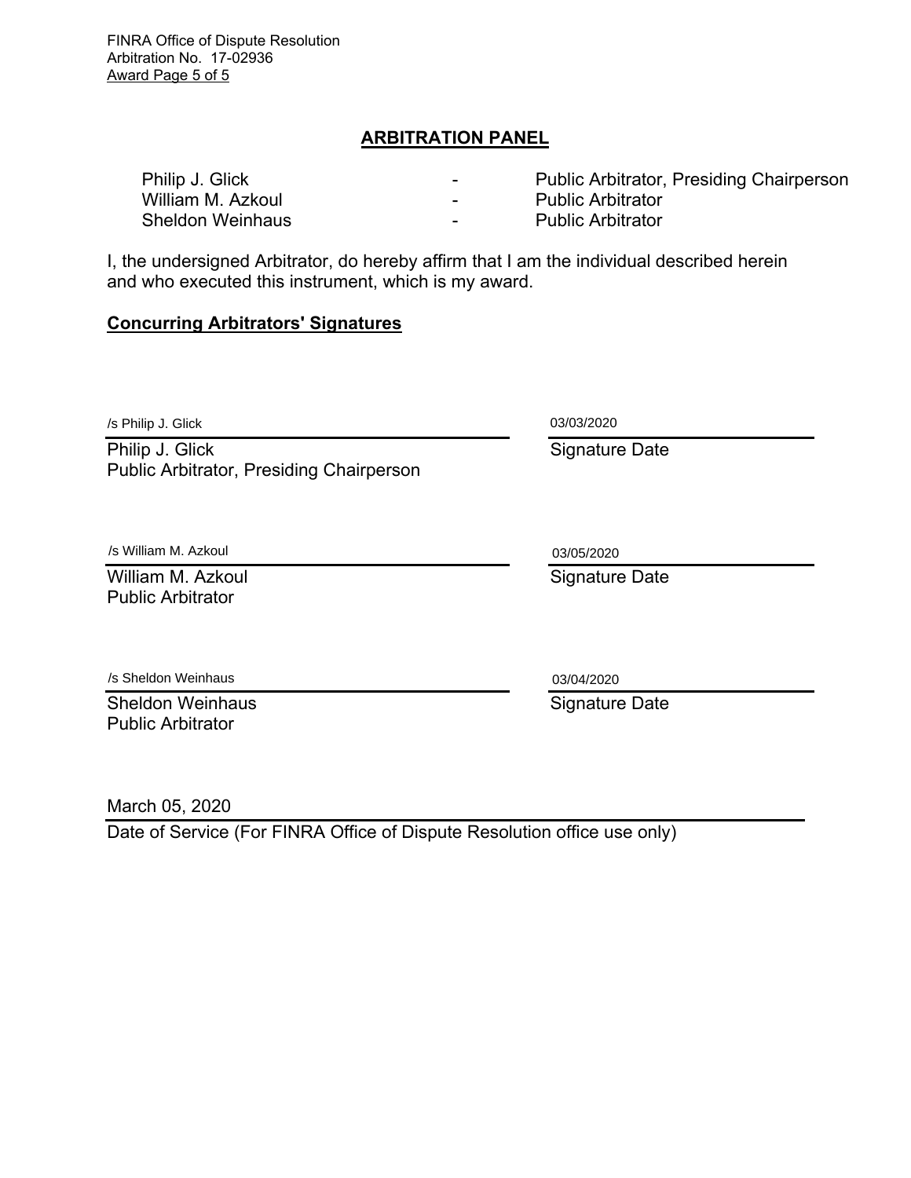## ARBITRATION PANEL

| | | |
|---|---|---|
| Philip J. Glick | - | Public Arbitrator, Presiding Chairperson |
| William M. Azkoul | - | Public Arbitrator |
| Sheldon Weinhaus | - | Public Arbitrator |

I, the undersigned Arbitrator, do hereby affirm that I am the individual described herein and who executed this instrument, which is my award.

**Concurring Arbitrators' Signatures**

| | |
|---|---|
| /s Philip J. Glick | 03/03/2020 |
| Philip J. Glick<br>Public Arbitrator, Presiding Chairperson | Signature Date |
| /s William M. Azkoul | 03/05/2020 |
| William M. Azkoul<br>Public Arbitrator | Signature Date |
| /s Sheldon Weinhaus | 03/04/2020 |
| Sheldon Weinhaus<br>Public Arbitrator | Signature Date |

March 05, 2020

Date of Service (For FINRA Office of Dispute Resolution office use only)